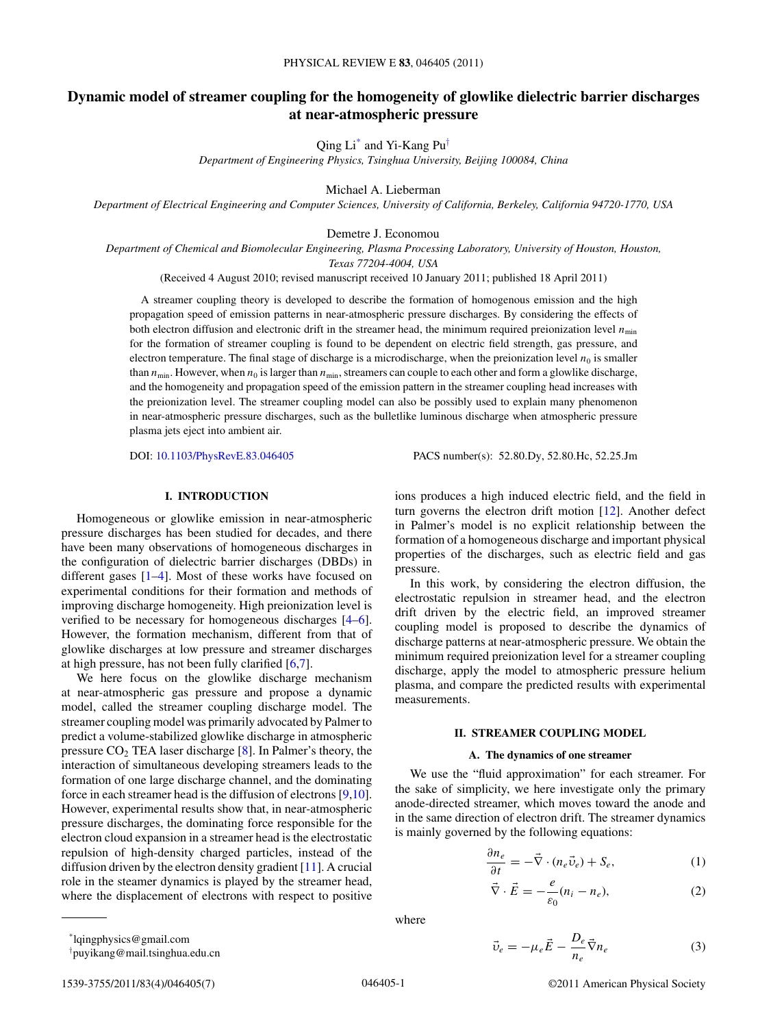# Dynamic model of streamer coupling for the homogeneity of glowlike dielectric barrier discharges at near-atmospheric pressure

Qing Li[*] and Yi-Kang Pu[†]

*Department of Engineering Physics, Tsinghua University, Beijing 100084, China*

Michael A. Lieberman

*Department of Electrical Engineering and Computer Sciences, University of California, Berkeley, California 94720-1770, USA*

Demetre J. Economou

*Department of Chemical and Biomolecular Engineering, Plasma Processing Laboratory, University of Houston, Houston, Texas 77204-4004, USA*

(Received 4 August 2010; revised manuscript received 10 January 2011; published 18 April 2011)

A streamer coupling theory is developed to describe the formation of homogenous emission and the high propagation speed of emission patterns in near-atmospheric pressure discharges. By considering the effects of both electron diffusion and electronic drift in the streamer head, the minimum required preionization level $n_{\min}$ for the formation of streamer coupling is found to be dependent on electric field strength, gas pressure, and electron temperature. The final stage of discharge is a microdischarge, when the preionization level $n_0$ is smaller than $n_{\min}$. However, when $n_0$ is larger than $n_{\min}$, streamers can couple to each other and form a glowlike discharge, and the homogeneity and propagation speed of the emission pattern in the streamer coupling head increases with the preionization level. The streamer coupling model can also be possibly used to explain many phenomenon in near-atmospheric pressure discharges, such as the bulletlike luminous discharge when atmospheric pressure plasma jets eject into ambient air.

DOI: 10.1103/PhysRevE.83.046405 PACS number(s): 52.80.Dy, 52.80.Hc, 52.25.Jm

## I. INTRODUCTION

Homogeneous or glowlike emission in near-atmospheric pressure discharges has been studied for decades, and there have been many observations of homogeneous discharges in the configuration of dielectric barrier discharges (DBDs) in different gases [1–4]. Most of these works have focused on experimental conditions for their formation and methods of improving discharge homogeneity. High preionization level is verified to be necessary for homogeneous discharges [4–6]. However, the formation mechanism, different from that of glowlike discharges at low pressure and streamer discharges at high pressure, has not been fully clarified [6,7].

We here focus on the glowlike discharge mechanism at near-atmospheric gas pressure and propose a dynamic model, called the streamer coupling discharge model. The streamer coupling model was primarily advocated by Palmer to predict a volume-stabilized glowlike discharge in atmospheric pressure $CO_2$ TEA laser discharge [8]. In Palmer's theory, the interaction of simultaneous developing streamers leads to the formation of one large discharge channel, and the dominating force in each streamer head is the diffusion of electrons [9,10]. However, experimental results show that, in near-atmospheric pressure discharges, the dominating force responsible for the electron cloud expansion in a streamer head is the electrostatic repulsion of high-density charged particles, instead of the diffusion driven by the electron density gradient [11]. A crucial role in the steamer dynamics is played by the streamer head, where the displacement of electrons with respect to positive ions produces a high induced electric field, and the field in turn governs the electron drift motion [12]. Another defect in Palmer's model is no explicit relationship between the formation of a homogeneous discharge and important physical properties of the discharges, such as electric field and gas pressure.

In this work, by considering the electron diffusion, the electrostatic repulsion in streamer head, and the electron drift driven by the electric field, an improved streamer coupling model is proposed to describe the dynamics of discharge patterns at near-atmospheric pressure. We obtain the minimum required preionization level for a streamer coupling discharge, apply the model to atmospheric pressure helium plasma, and compare the predicted results with experimental measurements.

## II. STREAMER COUPLING MODEL

### A. The dynamics of one streamer

We use the "fluid approximation" for each streamer. For the sake of simplicity, we here investigate only the primary anode-directed streamer, which moves toward the anode and in the same direction of electron drift. The streamer dynamics is mainly governed by the following equations:

$$\frac{\partial n_e}{\partial t} = -\vec{\nabla} \cdot (n_e \vec{v}_e) + S_e, \tag{1}$$

$$\vec{\nabla} \cdot \vec{E} = -\frac{e}{\varepsilon_0}(n_i - n_e), \tag{2}$$

where

$$\vec{v}_e = -\mu_e \vec{E} - \frac{D_e}{n_e}\vec{\nabla} n_e \tag{3}$$

[*] lqingphysics@gmail.com

[†] puyikang@mail.tsinghua.edu.cn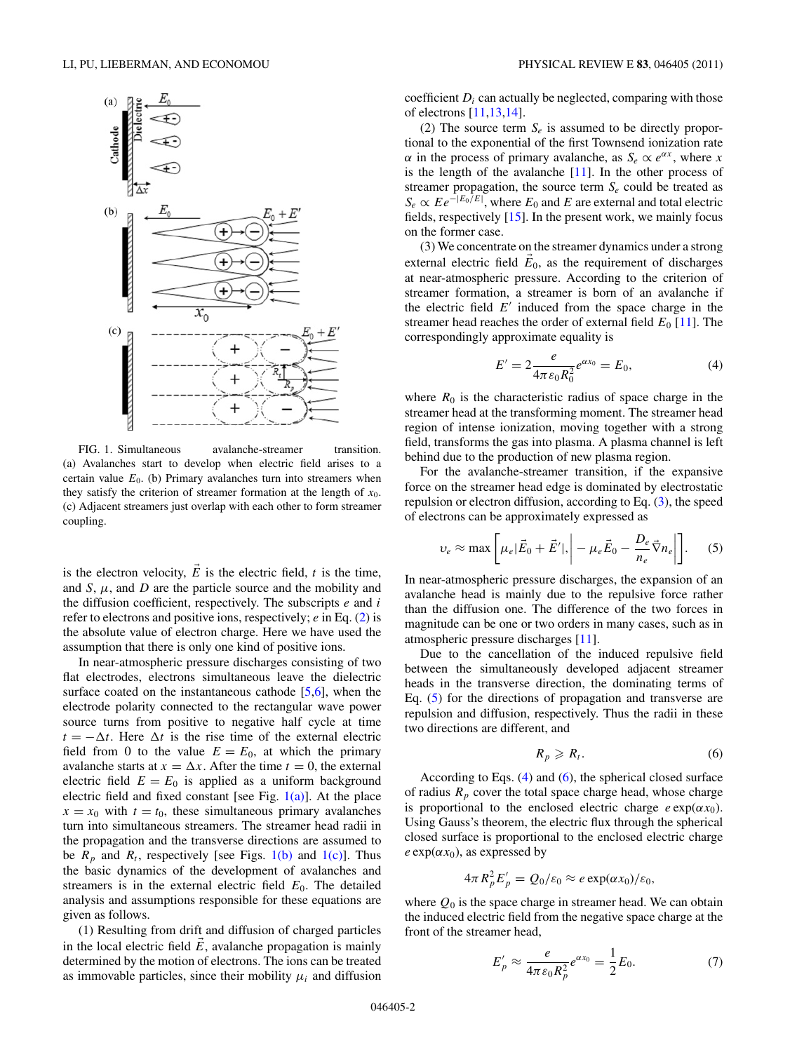FIG. 1. Simultaneous avalanche-streamer transition. (a) Avalanches start to develop when electric field arises to a certain value $E_0$. (b) Primary avalanches turn into streamers when they satisfy the criterion of streamer formation at the length of $x_0$. (c) Adjacent streamers just overlap with each other to form streamer coupling.

is the electron velocity, $\vec{E}$ is the electric field, $t$ is the time, and $S$, $\mu$, and $D$ are the particle source and the mobility and the diffusion coefficient, respectively. The subscripts $e$ and $i$ refer to electrons and positive ions, respectively; $e$ in Eq. (2) is the absolute value of electron charge. Here we have used the assumption that there is only one kind of positive ions.

In near-atmospheric pressure discharges consisting of two flat electrodes, electrons simultaneous leave the dielectric surface coated on the instantaneous cathode [5,6], when the electrode polarity connected to the rectangular wave power source turns from positive to negative half cycle at time $t = -\Delta t$. Here $\Delta t$ is the rise time of the external electric field from 0 to the value $E = E_0$, at which the primary avalanche starts at $x = \Delta x$. After the time $t = 0$, the external electric field $E = E_0$ is applied as a uniform background electric field and fixed constant [see Fig. 1(a)]. At the place $x = x_0$ with $t = t_0$, these simultaneous primary avalanches turn into simultaneous streamers. The streamer head radii in the propagation and the transverse directions are assumed to be $R_p$ and $R_t$, respectively [see Figs. 1(b) and 1(c)]. Thus the basic dynamics of the development of avalanches and streamers is in the external electric field $E_0$. The detailed analysis and assumptions responsible for these equations are given as follows.

(1) Resulting from drift and diffusion of charged particles in the local electric field $\vec{E}$, avalanche propagation is mainly determined by the motion of electrons. The ions can be treated as immovable particles, since their mobility $\mu_i$ and diffusion coefficient $D_i$ can actually be neglected, comparing with those of electrons [11,13,14].

(2) The source term $S_e$ is assumed to be directly proportional to the exponential of the first Townsend ionization rate $\alpha$ in the process of primary avalanche, as $S_e \propto e^{\alpha x}$, where $x$ is the length of the avalanche [11]. In the other process of streamer propagation, the source term $S_e$ could be treated as $S_e \propto E e^{-|E_0/E|}$, where $E_0$ and $E$ are external and total electric fields, respectively [15]. In the present work, we mainly focus on the former case.

(3) We concentrate on the streamer dynamics under a strong external electric field $\vec{E}_0$, as the requirement of discharges at near-atmospheric pressure. According to the criterion of streamer formation, a streamer is born of an avalanche if the electric field $E'$ induced from the space charge in the streamer head reaches the order of external field $E_0$ [11]. The correspondingly approximate equality is

$$E' = 2\frac{e}{4\pi\varepsilon_0 R_0^2}e^{\alpha x_0} = E_0, \tag{4}$$

where $R_0$ is the characteristic radius of space charge in the streamer head at the transforming moment. The streamer head region of intense ionization, moving together with a strong field, transforms the gas into plasma. A plasma channel is left behind due to the production of new plasma region.

For the avalanche-streamer transition, if the expansive force on the streamer head edge is dominated by electrostatic repulsion or electron diffusion, according to Eq. (3), the speed of electrons can be approximately expressed as

$$\upsilon_e \approx \max\left[\mu_e|\vec{E}_0 + \vec{E}'|, \left| -\mu_e\vec{E}_0 - \frac{D_e}{n_e}\vec{\nabla}n_e \right|\right]. \tag{5}$$

In near-atmospheric pressure discharges, the expansion of an avalanche head is mainly due to the repulsive force rather than the diffusion one. The difference of the two forces in magnitude can be one or two orders in many cases, such as in atmospheric pressure discharges [11].

Due to the cancellation of the induced repulsive field between the simultaneously developed adjacent streamer heads in the transverse direction, the dominating terms of Eq. (5) for the directions of propagation and transverse are repulsion and diffusion, respectively. Thus the radii in these two directions are different, and

$$R_p \geqslant R_t. \tag{6}$$

According to Eqs. (4) and (6), the spherical closed surface of radius $R_p$ cover the total space charge head, whose charge is proportional to the enclosed electric charge $e\exp(\alpha x_0)$. Using Gauss's theorem, the electric flux through the spherical closed surface is proportional to the enclosed electric charge $e\exp(\alpha x_0)$, as expressed by

$$4\pi R_p^2 E_p' = Q_0/\varepsilon_0 \approx e\exp(\alpha x_0)/\varepsilon_0,$$

where $Q_0$ is the space charge in streamer head. We can obtain the induced electric field from the negative space charge at the front of the streamer head,

$$E_p' \approx \frac{e}{4\pi\varepsilon_0 R_p^2}e^{\alpha x_0} = \frac{1}{2}E_0. \tag{7}$$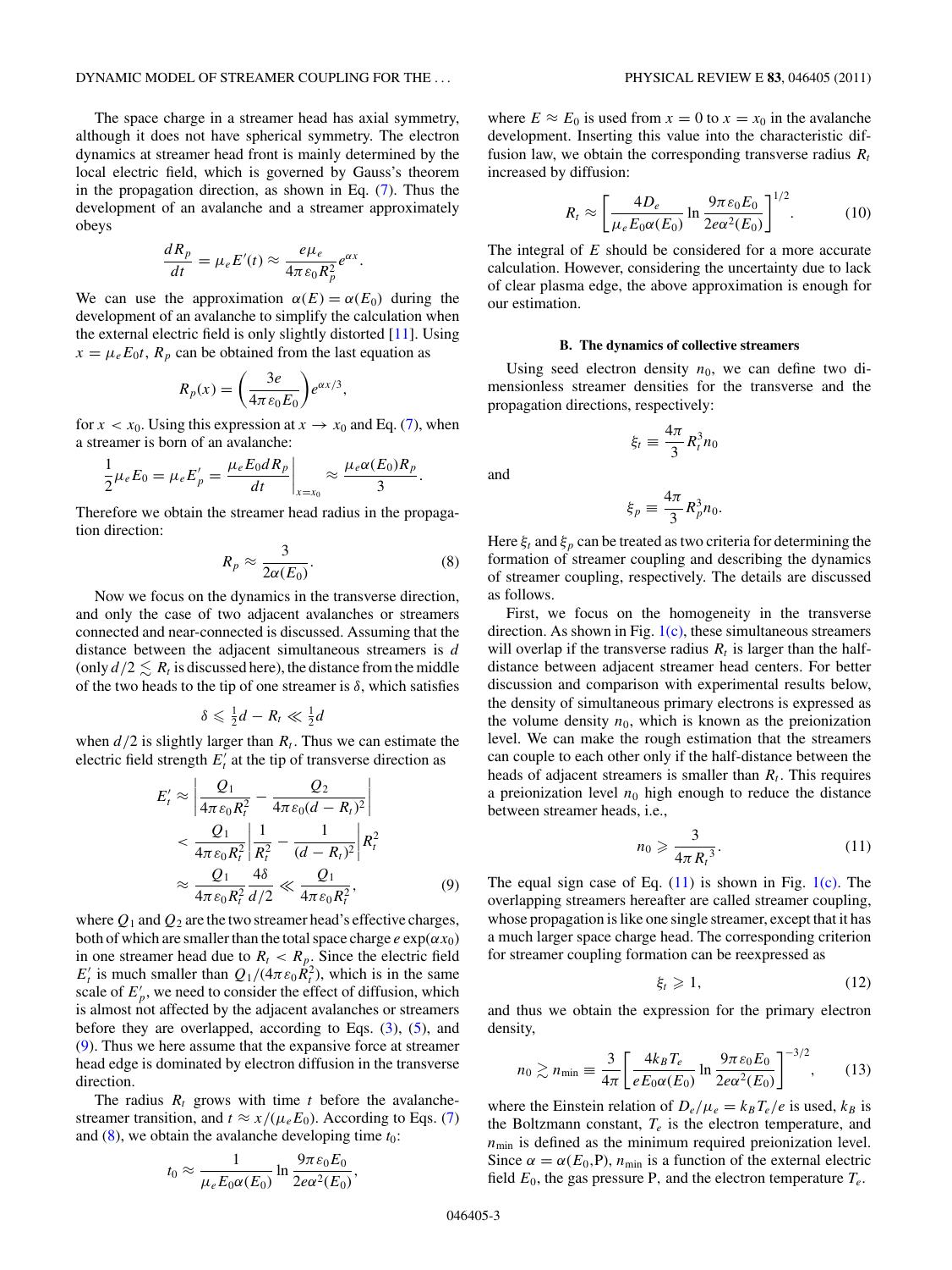The space charge in a streamer head has axial symmetry, although it does not have spherical symmetry. The electron dynamics at streamer head front is mainly determined by the local electric field, which is governed by Gauss's theorem in the propagation direction, as shown in Eq. (7). Thus the development of an avalanche and a streamer approximately obeys

$$\frac{dR_p}{dt} = \mu_e E'(t) \approx \frac{e\mu_e}{4\pi\varepsilon_0 R_p^2} e^{\alpha x}.$$

We can use the approximation $\alpha(E) = \alpha(E_0)$ during the development of an avalanche to simplify the calculation when the external electric field is only slightly distorted [11]. Using $x = \mu_e E_0 t$, $R_p$ can be obtained from the last equation as

$$R_p(x) = \left(\frac{3e}{4\pi\varepsilon_0 E_0}\right) e^{\alpha x/3},$$

for $x < x_0$. Using this expression at $x \to x_0$ and Eq. (7), when a streamer is born of an avalanche:

$$\frac{1}{2}\mu_e E_0 = \mu_e E_p' = \left.\frac{\mu_e E_0 d R_p}{dt}\right|_{x=x_0} \approx \frac{\mu_e \alpha(E_0) R_p}{3}.$$

Therefore we obtain the streamer head radius in the propagation direction:

$$R_p \approx \frac{3}{2\alpha(E_0)}. \tag{8}$$

Now we focus on the dynamics in the transverse direction, and only the case of two adjacent avalanches or streamers connected and near-connected is discussed. Assuming that the distance between the adjacent simultaneous streamers is $d$ (only $d/2 \lesssim R_t$ is discussed here), the distance from the middle of the two heads to the tip of one streamer is $\delta$, which satisfies

$$\delta \leqslant \tfrac{1}{2}d - R_t \ll \tfrac{1}{2}d$$

when $d/2$ is slightly larger than $R_t$. Thus we can estimate the electric field strength $E_t'$ at the tip of transverse direction as

$$\begin{aligned}
E_t' &\approx \left|\frac{Q_1}{4\pi\varepsilon_0 R_t^2} - \frac{Q_2}{4\pi\varepsilon_0 (d-R_t)^2}\right| \\
&< \frac{Q_1}{4\pi\varepsilon_0 R_t^2}\left|\frac{1}{R_t^2} - \frac{1}{(d-R_t)^2}\right| R_t^2 \\
&\approx \frac{Q_1}{4\pi\varepsilon_0 R_t^2}\frac{4\delta}{d/2} \ll \frac{Q_1}{4\pi\varepsilon_0 R_t^2},
\end{aligned} \tag{9}$$

where $Q_1$ and $Q_2$ are the two streamer head's effective charges, both of which are smaller than the total space charge $e\exp(\alpha x_0)$ in one streamer head due to $R_t < R_p$. Since the electric field $E_t'$ is much smaller than $Q_1/(4\pi\varepsilon_0 R_t^2)$, which is in the same scale of $E_p'$, we need to consider the effect of diffusion, which is almost not affected by the adjacent avalanches or streamers before they are overlapped, according to Eqs. (3), (5), and (9). Thus we here assume that the expansive force at streamer head edge is dominated by electron diffusion in the transverse direction.

The radius $R_t$ grows with time $t$ before the avalanche-streamer transition, and $t \approx x/(\mu_e E_0)$. According to Eqs. (7) and (8), we obtain the avalanche developing time $t_0$:

$$t_0 \approx \frac{1}{\mu_e E_0 \alpha(E_0)} \ln \frac{9\pi\varepsilon_0 E_0}{2e\alpha^2(E_0)},$$

where $E \approx E_0$ is used from $x = 0$ to $x = x_0$ in the avalanche development. Inserting this value into the characteristic diffusion law, we obtain the corresponding transverse radius $R_t$ increased by diffusion:

$$R_t \approx \left[\frac{4D_e}{\mu_e E_0 \alpha(E_0)} \ln \frac{9\pi\varepsilon_0 E_0}{2e\alpha^2(E_0)}\right]^{1/2}. \tag{10}$$

The integral of $E$ should be considered for a more accurate calculation. However, considering the uncertainty due to lack of clear plasma edge, the above approximation is enough for our estimation.

### B. The dynamics of collective streamers

Using seed electron density $n_0$, we can define two dimensionless streamer densities for the transverse and the propagation directions, respectively:

$$\xi_t \equiv \frac{4\pi}{3} R_t^3 n_0$$

and

$$\xi_p \equiv \frac{4\pi}{3} R_p^3 n_0.$$

Here $\xi_t$ and $\xi_p$ can be treated as two criteria for determining the formation of streamer coupling and describing the dynamics of streamer coupling, respectively. The details are discussed as follows.

First, we focus on the homogeneity in the transverse direction. As shown in Fig. 1(c), these simultaneous streamers will overlap if the transverse radius $R_t$ is larger than the half-distance between adjacent streamer head centers. For better discussion and comparison with experimental results below, the density of simultaneous primary electrons is expressed as the volume density $n_0$, which is known as the preionization level. We can make the rough estimation that the streamers can couple to each other only if the half-distance between the heads of adjacent streamers is smaller than $R_t$. This requires a preionization level $n_0$ high enough to reduce the distance between streamer heads, i.e.,

$$n_0 \geqslant \frac{3}{4\pi {R_t}^3}. \tag{11}$$

The equal sign case of Eq. (11) is shown in Fig. 1(c). The overlapping streamers hereafter are called streamer coupling, whose propagation is like one single streamer, except that it has a much larger space charge head. The corresponding criterion for streamer coupling formation can be reexpressed as

$$\xi_t \geqslant 1, \tag{12}$$

and thus we obtain the expression for the primary electron density,

$$n_0 \gtrsim n_{\min} \equiv \frac{3}{4\pi}\left[\frac{4k_B T_e}{eE_0\alpha(E_0)} \ln \frac{9\pi\varepsilon_0 E_0}{2e\alpha^2(E_0)}\right]^{-3/2}, \tag{13}$$

where the Einstein relation of $D_e/\mu_e = k_B T_e/e$ is used, $k_B$ is the Boltzmann constant, $T_e$ is the electron temperature, and $n_{\min}$ is defined as the minimum required preionization level. Since $\alpha = \alpha(E_0, \mathrm{P})$, $n_{\min}$ is a function of the external electric field $E_0$, the gas pressure P, and the electron temperature $T_e$.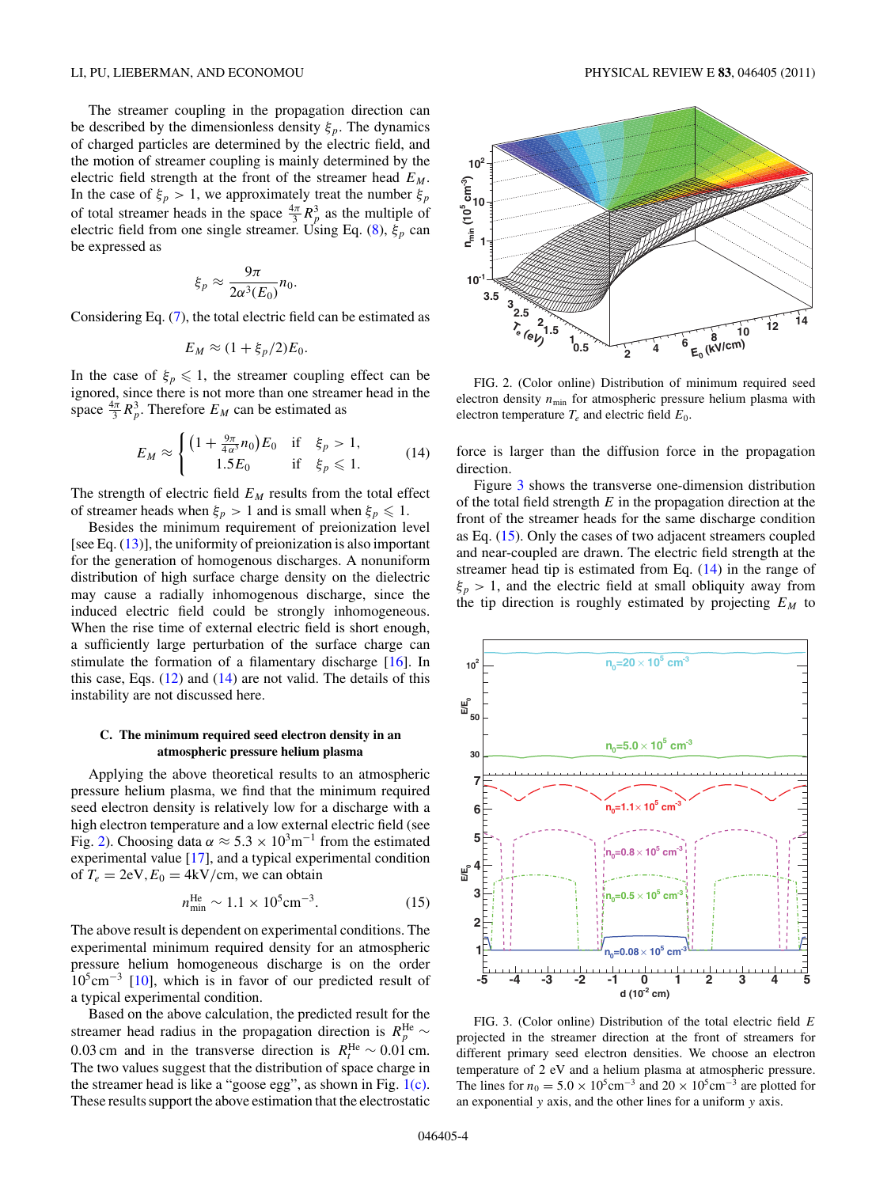The streamer coupling in the propagation direction can be described by the dimensionless density $\xi_p$. The dynamics of charged particles are determined by the electric field, and the motion of streamer coupling is mainly determined by the electric field strength at the front of the streamer head $E_M$. In the case of $\xi_p > 1$, we approximately treat the number $\xi_p$ of total streamer heads in the space $\frac{4\pi}{3}R_p^3$ as the multiple of electric field from one single streamer. Using Eq. (8), $\xi_p$ can be expressed as

$$\xi_p \approx \frac{9\pi}{2\alpha^3(E_0)} n_0.$$

Considering Eq. (7), the total electric field can be estimated as

$$E_M \approx (1 + \xi_p/2)E_0.$$

In the case of $\xi_p \leqslant 1$, the streamer coupling effect can be ignored, since there is not more than one streamer head in the space $\frac{4\pi}{3}R_p^3$. Therefore $E_M$ can be estimated as

$$E_M \approx \begin{cases} \left(1 + \frac{9\pi}{4\alpha^3} n_0\right) E_0 & \text{if} \quad \xi_p > 1, \\ 1.5 E_0 & \text{if} \quad \xi_p \leqslant 1. \end{cases} \tag{14}$$

The strength of electric field $E_M$ results from the total effect of streamer heads when $\xi_p > 1$ and is small when $\xi_p \leqslant 1$.

Besides the minimum requirement of preionization level [see Eq. (13)], the uniformity of preionization is also important for the generation of homogenous discharges. A nonuniform distribution of high surface charge density on the dielectric may cause a radially inhomogenous discharge, since the induced electric field could be strongly inhomogeneous. When the rise time of external electric field is short enough, a sufficiently large perturbation of the surface charge can stimulate the formation of a filamentary discharge [16]. In this case, Eqs. (12) and (14) are not valid. The details of this instability are not discussed here.

### C. The minimum required seed electron density in an atmospheric pressure helium plasma

Applying the above theoretical results to an atmospheric pressure helium plasma, we find that the minimum required seed electron density is relatively low for a discharge with a high electron temperature and a low external electric field (see Fig. 2). Choosing data $\alpha \approx 5.3 \times 10^3 \text{m}^{-1}$ from the estimated experimental value [17], and a typical experimental condition of $T_e = 2\text{eV}, E_0 = 4\text{kV/cm}$, we can obtain

$$n_{\min}^{\text{He}} \sim 1.1 \times 10^5 \text{cm}^{-3}. \tag{15}$$

The above result is dependent on experimental conditions. The experimental minimum required density for an atmospheric pressure helium homogeneous discharge is on the order $10^5 \text{cm}^{-3}$ [10], which is in favor of our predicted result of a typical experimental condition.

Based on the above calculation, the predicted result for the streamer head radius in the propagation direction is $R_p^{\text{He}} \sim 0.03$ cm and in the transverse direction is $R_t^{\text{He}} \sim 0.01$ cm. The two values suggest that the distribution of space charge in the streamer head is like a "goose egg", as shown in Fig. 1(c). These results support the above estimation that the electrostatic force is larger than the diffusion force in the propagation direction.

FIG. 2. (Color online) Distribution of minimum required seed electron density $n_{\min}$ for atmospheric pressure helium plasma with electron temperature $T_e$ and electric field $E_0$.

Figure 3 shows the transverse one-dimension distribution of the total field strength $E$ in the propagation direction at the front of the streamer heads for the same discharge condition as Eq. (15). Only the cases of two adjacent streamers coupled and near-coupled are drawn. The electric field strength at the streamer head tip is estimated from Eq. (14) in the range of $\xi_p > 1$, and the electric field at small obliquity away from the tip direction is roughly estimated by projecting $E_M$ to

FIG. 3. (Color online) Distribution of the total electric field $E$ projected in the streamer direction at the front of streamers for different primary seed electron densities. We choose an electron temperature of 2 eV and a helium plasma at atmospheric pressure. The lines for $n_0 = 5.0 \times 10^5 \text{cm}^{-3}$ and $20 \times 10^5 \text{cm}^{-3}$ are plotted for an exponential $y$ axis, and the other lines for a uniform $y$ axis.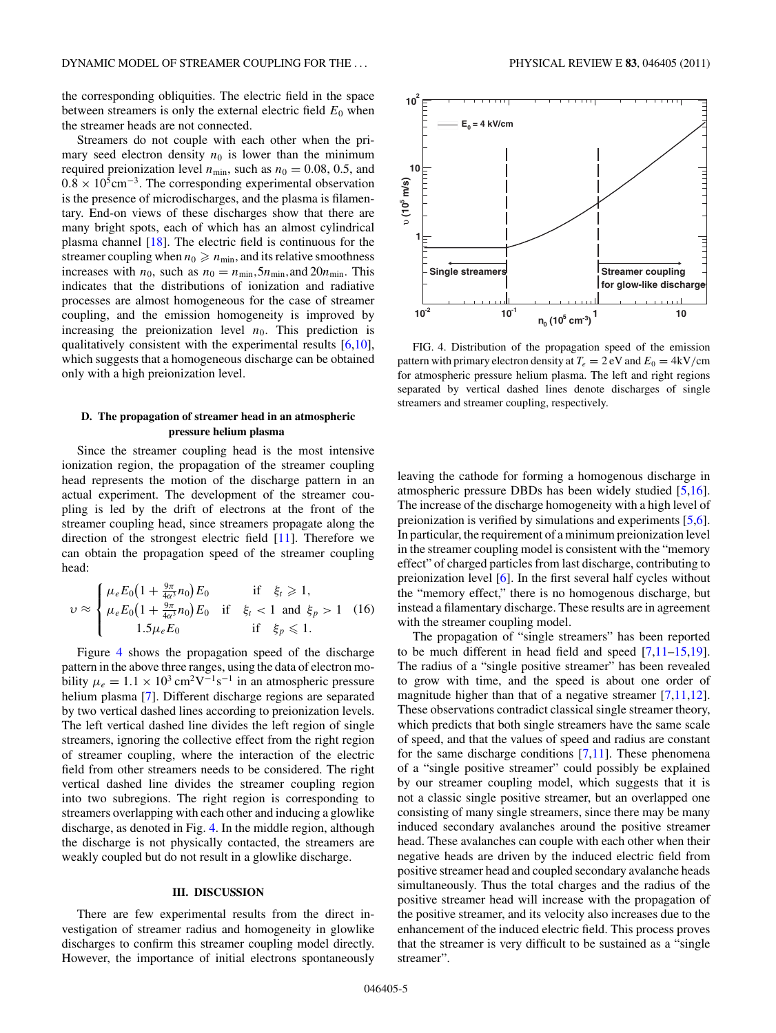the corresponding obliquities. The electric field in the space between streamers is only the external electric field $E_0$ when the streamer heads are not connected.

Streamers do not couple with each other when the primary seed electron density $n_0$ is lower than the minimum required preionization level $n_{\min}$, such as $n_0 = 0.08$, 0.5, and $0.8 \times 10^5 \text{cm}^{-3}$. The corresponding experimental observation is the presence of microdischarges, and the plasma is filamentary. End-on views of these discharges show that there are many bright spots, each of which has an almost cylindrical plasma channel [18]. The electric field is continuous for the streamer coupling when $n_0 \geqslant n_{\min}$, and its relative smoothness increases with $n_0$, such as $n_0 = n_{\min}, 5n_{\min}$, and $20n_{\min}$. This indicates that the distributions of ionization and radiative processes are almost homogeneous for the case of streamer coupling, and the emission homogeneity is improved by increasing the preionization level $n_0$. This prediction is qualitatively consistent with the experimental results [6,10], which suggests that a homogeneous discharge can be obtained only with a high preionization level.

### D. The propagation of streamer head in an atmospheric pressure helium plasma

Since the streamer coupling head is the most intensive ionization region, the propagation of the streamer coupling head represents the motion of the discharge pattern in an actual experiment. The development of the streamer coupling is led by the drift of electrons at the front of the streamer coupling head, since streamers propagate along the direction of the strongest electric field [11]. Therefore we can obtain the propagation speed of the streamer coupling head:

$$\upsilon \approx \begin{cases} \mu_e E_0\left(1+\frac{9\pi}{4\alpha^3}n_0\right)E_0 & \text{if} \quad \xi_t \geqslant 1, \\ \mu_e E_0\left(1+\frac{9\pi}{4\alpha^3}n_0\right)E_0 & \text{if} \quad \xi_t < 1 \text{ and } \xi_p > 1 \\ 1.5\mu_e E_0 & \text{if} \quad \xi_p \leqslant 1. \end{cases} \tag{16}$$

Figure 4 shows the propagation speed of the discharge pattern in the above three ranges, using the data of electron mobility $\mu_e = 1.1 \times 10^3 \text{cm}^2\text{V}^{-1}\text{s}^{-1}$ in an atmospheric pressure helium plasma [7]. Different discharge regions are separated by two vertical dashed lines according to preionization levels. The left vertical dashed line divides the left region of single streamers, ignoring the collective effect from the right region of streamer coupling, where the interaction of the electric field from other streamers needs to be considered. The right vertical dashed line divides the streamer coupling region into two subregions. The right region is corresponding to streamers overlapping with each other and inducing a glowlike discharge, as denoted in Fig. 4. In the middle region, although the discharge is not physically contacted, the streamers are weakly coupled but do not result in a glowlike discharge.

FIG. 4. Distribution of the propagation speed of the emission pattern with primary electron density at $T_e = 2$ eV and $E_0 = 4$ kV/cm for atmospheric pressure helium plasma. The left and right regions separated by vertical dashed lines denote discharges of single streamers and streamer coupling, respectively.

## III. DISCUSSION

There are few experimental results from the direct investigation of streamer radius and homogeneity in glowlike discharges to confirm this streamer coupling model directly. However, the importance of initial electrons spontaneously leaving the cathode for forming a homogenous discharge in atmospheric pressure DBDs has been widely studied [5,16]. The increase of the discharge homogeneity with a high level of preionization is verified by simulations and experiments [5,6]. In particular, the requirement of a minimum preionization level in the streamer coupling model is consistent with the "memory effect" of charged particles from last discharge, contributing to preionization level [6]. In the first several half cycles without the "memory effect," there is no homogenous discharge, but instead a filamentary discharge. These results are in agreement with the streamer coupling model.

The propagation of "single streamers" has been reported to be much different in head field and speed [7,11–15,19]. The radius of a "single positive streamer" has been revealed to grow with time, and the speed is about one order of magnitude higher than that of a negative streamer [7,11,12]. These observations contradict classical single streamer theory, which predicts that both single streamers have the same scale of speed, and that the values of speed and radius are constant for the same discharge conditions [7,11]. These phenomena of a "single positive streamer" could possibly be explained by our streamer coupling model, which suggests that it is not a classic single positive streamer, but an overlapped one consisting of many single streamers, since there may be many induced secondary avalanches around the positive streamer head. These avalanches can couple with each other when their negative heads are driven by the induced electric field from positive streamer head and coupled secondary avalanche heads simultaneously. Thus the total charges and the radius of the positive streamer head will increase with the propagation of the positive streamer, and its velocity also increases due to the enhancement of the induced electric field. This process proves that the streamer is very difficult to be sustained as a "single streamer".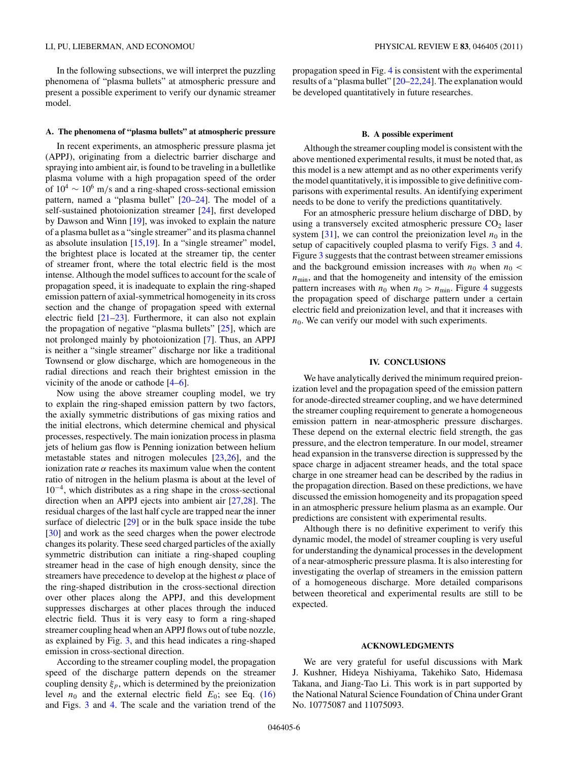In the following subsections, we will interpret the puzzling phenomena of "plasma bullets" at atmospheric pressure and present a possible experiment to verify our dynamic streamer model.

### A. The phenomena of "plasma bullets" at atmospheric pressure

In recent experiments, an atmospheric pressure plasma jet (APPJ), originating from a dielectric barrier discharge and spraying into ambient air, is found to be traveling in a bulletlike plasma volume with a high propagation speed of the order of $10^4 \sim 10^6$ m/s and a ring-shaped cross-sectional emission pattern, named a "plasma bullet" [20–24]. The model of a self-sustained photoionization streamer [24], first developed by Dawson and Winn [19], was invoked to explain the nature of a plasma bullet as a "single streamer" and its plasma channel as absolute insulation [15,19]. In a "single streamer" model, the brightest place is located at the streamer tip, the center of streamer front, where the total electric field is the most intense. Although the model suffices to account for the scale of propagation speed, it is inadequate to explain the ring-shaped emission pattern of axial-symmetrical homogeneity in its cross section and the change of propagation speed with external electric field [21–23]. Furthermore, it can also not explain the propagation of negative "plasma bullets" [25], which are not prolonged mainly by photoionization [7]. Thus, an APPJ is neither a "single streamer" discharge nor like a traditional Townsend or glow discharge, which are homogeneous in the radial directions and reach their brightest emission in the vicinity of the anode or cathode [4–6].

Now using the above streamer coupling model, we try to explain the ring-shaped emission pattern by two factors, the axially symmetric distributions of gas mixing ratios and the initial electrons, which determine chemical and physical processes, respectively. The main ionization process in plasma jets of helium gas flow is Penning ionization between helium metastable states and nitrogen molecules [23,26], and the ionization rate $\alpha$ reaches its maximum value when the content ratio of nitrogen in the helium plasma is about at the level of $10^{-4}$, which distributes as a ring shape in the cross-sectional direction when an APPJ ejects into ambient air [27,28]. The residual charges of the last half cycle are trapped near the inner surface of dielectric [29] or in the bulk space inside the tube [30] and work as the seed charges when the power electrode changes its polarity. These seed charged particles of the axially symmetric distribution can initiate a ring-shaped coupling streamer head in the case of high enough density, since the streamers have precedence to develop at the highest $\alpha$ place of the ring-shaped distribution in the cross-sectional direction over other places along the APPJ, and this development suppresses discharges at other places through the induced electric field. Thus it is very easy to form a ring-shaped streamer coupling head when an APPJ flows out of tube nozzle, as explained by Fig. 3, and this head indicates a ring-shaped emission in cross-sectional direction.

According to the streamer coupling model, the propagation speed of the discharge pattern depends on the streamer coupling density $\xi_p$, which is determined by the preionization level $n_0$ and the external electric field $E_0$; see Eq. (16) and Figs. 3 and 4. The scale and the variation trend of the propagation speed in Fig. 4 is consistent with the experimental results of a "plasma bullet" [20–22,24]. The explanation would be developed quantitatively in future researches.

### B. A possible experiment

Although the streamer coupling model is consistent with the above mentioned experimental results, it must be noted that, as this model is a new attempt and as no other experiments verify the model quantitatively, it is impossible to give definitive comparisons with experimental results. An identifying experiment needs to be done to verify the predictions quantitatively.

For an atmospheric pressure helium discharge of DBD, by using a transversely excited atmospheric pressure $CO_2$ laser system [31], we can control the preionization level $n_0$ in the setup of capacitively coupled plasma to verify Figs. 3 and 4. Figure 3 suggests that the contrast between streamer emissions and the background emission increases with $n_0$ when $n_0 < n_{\min}$, and that the homogeneity and intensity of the emission pattern increases with $n_0$ when $n_0 > n_{\min}$. Figure 4 suggests the propagation speed of discharge pattern under a certain electric field and preionization level, and that it increases with $n_0$. We can verify our model with such experiments.

## IV. CONCLUSIONS

We have analytically derived the minimum required preionization level and the propagation speed of the emission pattern for anode-directed streamer coupling, and we have determined the streamer coupling requirement to generate a homogeneous emission pattern in near-atmospheric pressure discharges. These depend on the external electric field strength, the gas pressure, and the electron temperature. In our model, streamer head expansion in the transverse direction is suppressed by the space charge in adjacent streamer heads, and the total space charge in one streamer head can be described by the radius in the propagation direction. Based on these predictions, we have discussed the emission homogeneity and its propagation speed in an atmospheric pressure helium plasma as an example. Our predictions are consistent with experimental results.

Although there is no definitive experiment to verify this dynamic model, the model of streamer coupling is very useful for understanding the dynamical processes in the development of a near-atmospheric pressure plasma. It is also interesting for investigating the overlap of streamers in the emission pattern of a homogeneous discharge. More detailed comparisons between theoretical and experimental results are still to be expected.

## ACKNOWLEDGMENTS

We are very grateful for useful discussions with Mark J. Kushner, Hideya Nishiyama, Takehiko Sato, Hidemasa Takana, and Jiang-Tao Li. This work is in part supported by the National Natural Science Foundation of China under Grant No. 10775087 and 11075093.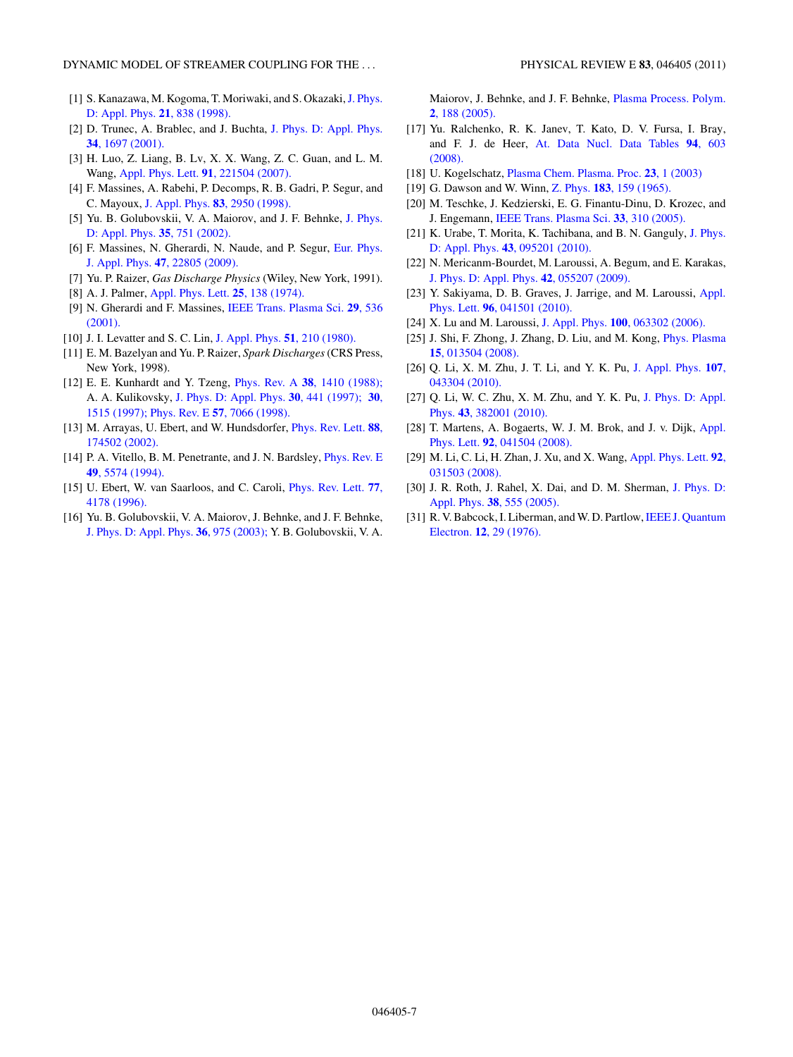[1] S. Kanazawa, M. Kogoma, T. Moriwaki, and S. Okazaki, J. Phys. D: Appl. Phys. **21**, 838 (1998).

[2] D. Trunec, A. Brablec, and J. Buchta, J. Phys. D: Appl. Phys. **34**, 1697 (2001).

[3] H. Luo, Z. Liang, B. Lv, X. X. Wang, Z. C. Guan, and L. M. Wang, Appl. Phys. Lett. **91**, 221504 (2007).

[4] F. Massines, A. Rabehi, P. Decomps, R. B. Gadri, P. Segur, and C. Mayoux, J. Appl. Phys. **83**, 2950 (1998).

[5] Yu. B. Golubovskii, V. A. Maiorov, and J. F. Behnke, J. Phys. D: Appl. Phys. **35**, 751 (2002).

[6] F. Massines, N. Gherardi, N. Naude, and P. Segur, Eur. Phys. J. Appl. Phys. **47**, 22805 (2009).

[7] Yu. P. Raizer, *Gas Discharge Physics* (Wiley, New York, 1991).

[8] A. J. Palmer, Appl. Phys. Lett. **25**, 138 (1974).

[9] N. Gherardi and F. Massines, IEEE Trans. Plasma Sci. **29**, 536 (2001).

[10] J. I. Levatter and S. C. Lin, J. Appl. Phys. **51**, 210 (1980).

[11] E. M. Bazelyan and Yu. P. Raizer, *Spark Discharges* (CRS Press, New York, 1998).

[12] E. E. Kunhardt and Y. Tzeng, Phys. Rev. A **38**, 1410 (1988); A. A. Kulikovsky, J. Phys. D: Appl. Phys. **30**, 441 (1997); **30**, 1515 (1997); Phys. Rev. E **57**, 7066 (1998).

[13] M. Arrayas, U. Ebert, and W. Hundsdorfer, Phys. Rev. Lett. **88**, 174502 (2002).

[14] P. A. Vitello, B. M. Penetrante, and J. N. Bardsley, Phys. Rev. E **49**, 5574 (1994).

[15] U. Ebert, W. van Saarloos, and C. Caroli, Phys. Rev. Lett. **77**, 4178 (1996).

[16] Yu. B. Golubovskii, V. A. Maiorov, J. Behnke, and J. F. Behnke, J. Phys. D: Appl. Phys. **36**, 975 (2003); Y. B. Golubovskii, V. A. Maiorov, J. Behnke, and J. F. Behnke, Plasma Process. Polym. **2**, 188 (2005).

[17] Yu. Ralchenko, R. K. Janev, T. Kato, D. V. Fursa, I. Bray, and F. J. de Heer, At. Data Nucl. Data Tables **94**, 603 (2008).

[18] U. Kogelschatz, Plasma Chem. Plasma. Proc. **23**, 1 (2003)

[19] G. Dawson and W. Winn, Z. Phys. **183**, 159 (1965).

[20] M. Teschke, J. Kedzierski, E. G. Finantu-Dinu, D. Krozec, and J. Engemann, IEEE Trans. Plasma Sci. **33**, 310 (2005).

[21] K. Urabe, T. Morita, K. Tachibana, and B. N. Ganguly, J. Phys. D: Appl. Phys. **43**, 095201 (2010).

[22] N. Mericanm-Bourdet, M. Laroussi, A. Begum, and E. Karakas, J. Phys. D: Appl. Phys. **42**, 055207 (2009).

[23] Y. Sakiyama, D. B. Graves, J. Jarrige, and M. Laroussi, Appl. Phys. Lett. **96**, 041501 (2010).

[24] X. Lu and M. Laroussi, J. Appl. Phys. **100**, 063302 (2006).

[25] J. Shi, F. Zhong, J. Zhang, D. Liu, and M. Kong, Phys. Plasma **15**, 013504 (2008).

[26] Q. Li, X. M. Zhu, J. T. Li, and Y. K. Pu, J. Appl. Phys. **107**, 043304 (2010).

[27] Q. Li, W. C. Zhu, X. M. Zhu, and Y. K. Pu, J. Phys. D: Appl. Phys. **43**, 382001 (2010).

[28] T. Martens, A. Bogaerts, W. J. M. Brok, and J. v. Dijk, Appl. Phys. Lett. **92**, 041504 (2008).

[29] M. Li, C. Li, H. Zhan, J. Xu, and X. Wang, Appl. Phys. Lett. **92**, 031503 (2008).

[30] J. R. Roth, J. Rahel, X. Dai, and D. M. Sherman, J. Phys. D: Appl. Phys. **38**, 555 (2005).

[31] R. V. Babcock, I. Liberman, and W. D. Partlow, IEEE J. Quantum Electron. **12**, 29 (1976).